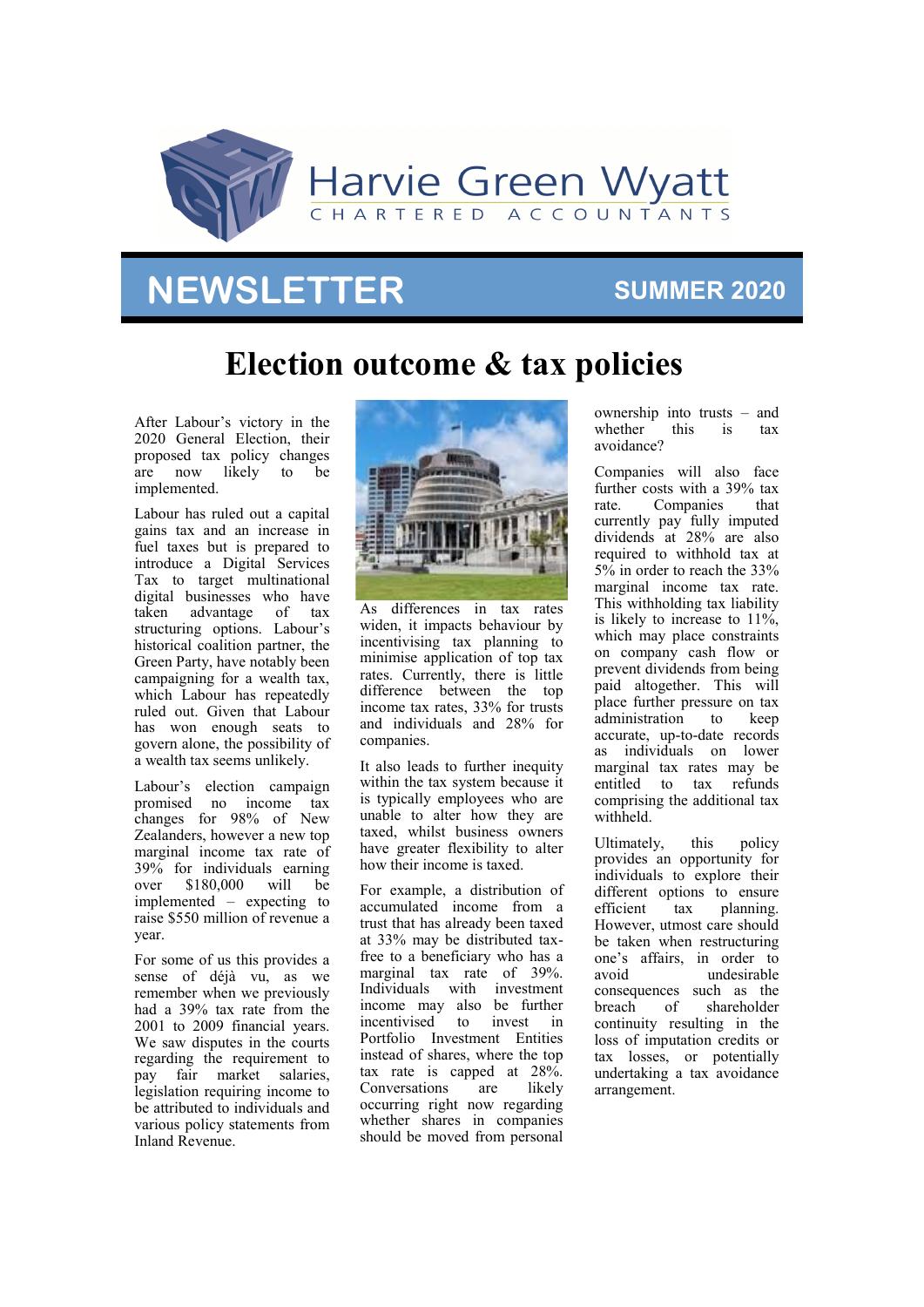Harvie Green Wyatt
CHARTERED ACCOUNTANTS

# NEWSLETTER

SUMMER 2020

# Election outcome & tax policies

After Labour's victory in the 2020 General Election, their proposed tax policy changes are now likely to be implemented.

Labour has ruled out a capital gains tax and an increase in fuel taxes but is prepared to introduce a Digital Services Tax to target multinational digital businesses who have taken advantage of tax structuring options. Labour's historical coalition partner, the Green Party, have notably been campaigning for a wealth tax, which Labour has repeatedly ruled out. Given that Labour has won enough seats to govern alone, the possibility of a wealth tax seems unlikely.

Labour's election campaign promised no income tax changes for 98% of New Zealanders, however a new top marginal income tax rate of 39% for individuals earning over $180,000 will be implemented – expecting to raise $550 million of revenue a year.

For some of us this provides a sense of déjà vu, as we remember when we previously had a 39% tax rate from the 2001 to 2009 financial years. We saw disputes in the courts regarding the requirement to pay fair market salaries, legislation requiring income to be attributed to individuals and various policy statements from Inland Revenue.

As differences in tax rates widen, it impacts behaviour by incentivising tax planning to minimise application of top tax rates. Currently, there is little difference between the top income tax rates, 33% for trusts and individuals and 28% for companies.

It also leads to further inequity within the tax system because it is typically employees who are unable to alter how they are taxed, whilst business owners have greater flexibility to alter how their income is taxed.

For example, a distribution of accumulated income from a trust that has already been taxed at 33% may be distributed tax-free to a beneficiary who has a marginal tax rate of 39%. Individuals with investment income may also be further incentivised to invest in Portfolio Investment Entities instead of shares, where the top tax rate is capped at 28%. Conversations are likely occurring right now regarding whether shares in companies should be moved from personal ownership into trusts – and whether this is tax avoidance?

Companies will also face further costs with a 39% tax rate. Companies that currently pay fully imputed dividends at 28% are also required to withhold tax at 5% in order to reach the 33% marginal income tax rate. This withholding tax liability is likely to increase to 11%, which may place constraints on company cash flow or prevent dividends from being paid altogether. This will place further pressure on tax administration to keep accurate, up-to-date records as individuals on lower marginal tax rates may be entitled to tax refunds comprising the additional tax withheld.

Ultimately, this policy provides an opportunity for individuals to explore their different options to ensure efficient tax planning. However, utmost care should be taken when restructuring one's affairs, in order to avoid undesirable consequences such as the breach of shareholder continuity resulting in the loss of imputation credits or tax losses, or potentially undertaking a tax avoidance arrangement.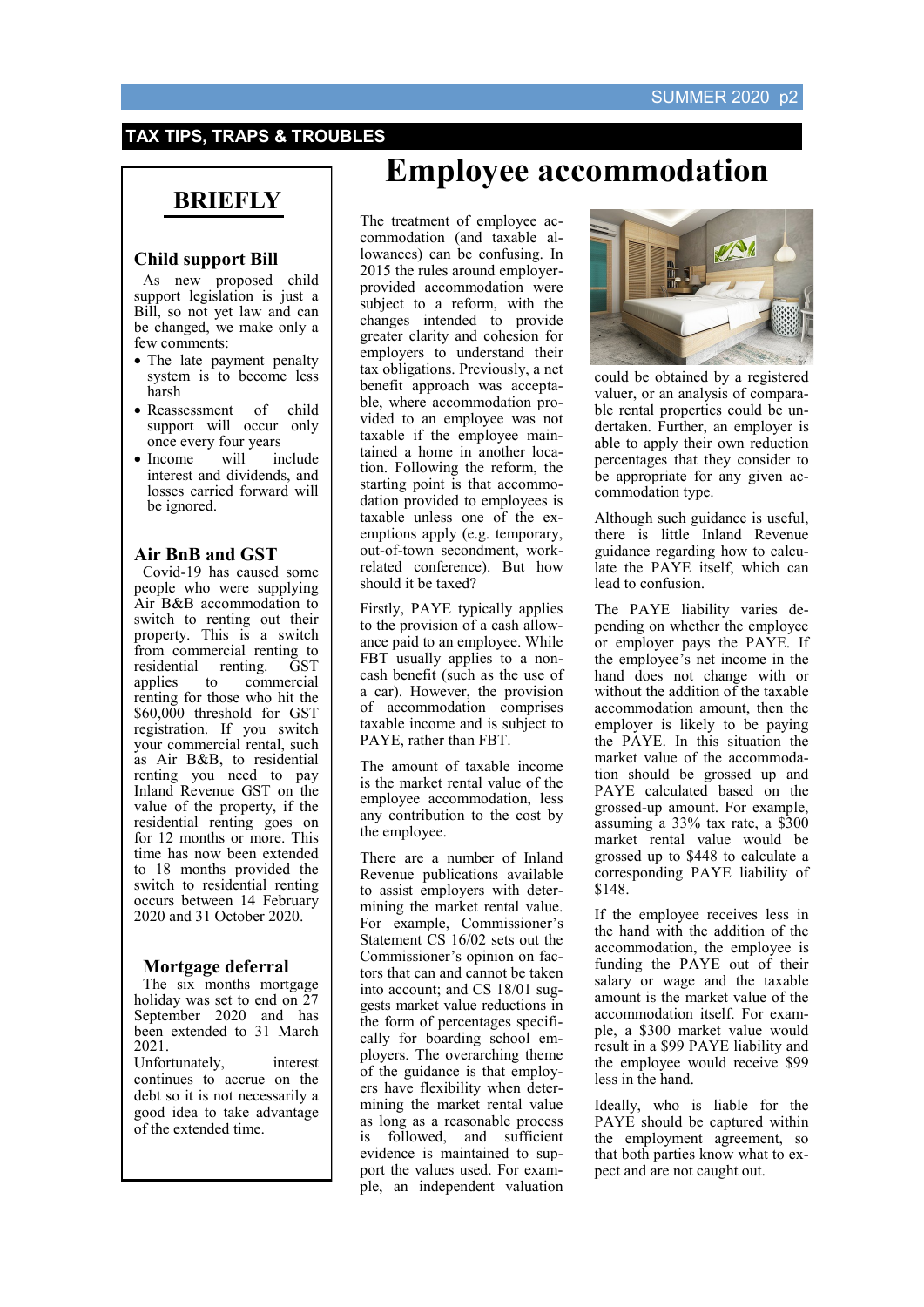## TAX TIPS, TRAPS & TROUBLES

# Employee accommodation

The treatment of employee accommodation (and taxable allowances) can be confusing. In 2015 the rules around employer-provided accommodation were subject to a reform, with the changes intended to provide greater clarity and cohesion for employers to understand their tax obligations. Previously, a net benefit approach was acceptable, where accommodation provided to an employee was not taxable if the employee maintained a home in another location. Following the reform, the starting point is that accommodation provided to employees is taxable unless one of the exemptions apply (e.g. temporary, out-of-town secondment, work-related conference). But how should it be taxed?

Firstly, PAYE typically applies to the provision of a cash allowance paid to an employee. While FBT usually applies to a non-cash benefit (such as the use of a car). However, the provision of accommodation comprises taxable income and is subject to PAYE, rather than FBT.

The amount of taxable income is the market rental value of the employee accommodation, less any contribution to the cost by the employee.

There are a number of Inland Revenue publications available to assist employers with determining the market rental value. For example, Commissioner's Statement CS 16/02 sets out the Commissioner's opinion on factors that can and cannot be taken into account; and CS 18/01 suggests market value reductions in the form of percentages specifically for boarding school employers. The overarching theme of the guidance is that employers have flexibility when determining the market rental value as long as a reasonable process is followed, and sufficient evidence is maintained to support the values used. For example, an independent valuation could be obtained by a registered valuer, or an analysis of comparable rental properties could be undertaken. Further, an employer is able to apply their own reduction percentages that they consider to be appropriate for any given accommodation type.

Although such guidance is useful, there is little Inland Revenue guidance regarding how to calculate the PAYE itself, which can lead to confusion.

The PAYE liability varies depending on whether the employee or employer pays the PAYE. If the employee's net income in the hand does not change with or without the addition of the taxable accommodation amount, then the employer is likely to be paying the PAYE. In this situation the market value of the accommodation should be grossed up and PAYE calculated based on the grossed-up amount. For example, assuming a 33% tax rate, a $300 market rental value would be grossed up to $448 to calculate a corresponding PAYE liability of $148.

If the employee receives less in the hand with the addition of the accommodation, the employee is funding the PAYE out of their salary or wage and the taxable amount is the market value of the accommodation itself. For example, a $300 market value would result in a $99 PAYE liability and the employee would receive $99 less in the hand.

Ideally, who is liable for the PAYE should be captured within the employment agreement, so that both parties know what to expect and are not caught out.

## BRIEFLY

### Child support Bill

As new proposed child support legislation is just a Bill, so not yet law and can be changed, we make only a few comments:

- The late payment penalty system is to become less harsh
- Reassessment of child support will occur only once every four years
- Income will include interest and dividends, and losses carried forward will be ignored.

### Air BnB and GST

Covid-19 has caused some people who were supplying Air B&B accommodation to switch to renting out their property. This is a switch from commercial renting to residential renting. GST applies to commercial renting for those who hit the $60,000 threshold for GST registration. If you switch your commercial rental, such as Air B&B, to residential renting you need to pay Inland Revenue GST on the value of the property, if the residential renting goes on for 12 months or more. This time has now been extended to 18 months provided the switch to residential renting occurs between 14 February 2020 and 31 October 2020.

### Mortgage deferral

The six months mortgage holiday was set to end on 27 September 2020 and has been extended to 31 March 2021.

Unfortunately, interest continues to accrue on the debt so it is not necessarily a good idea to take advantage of the extended time.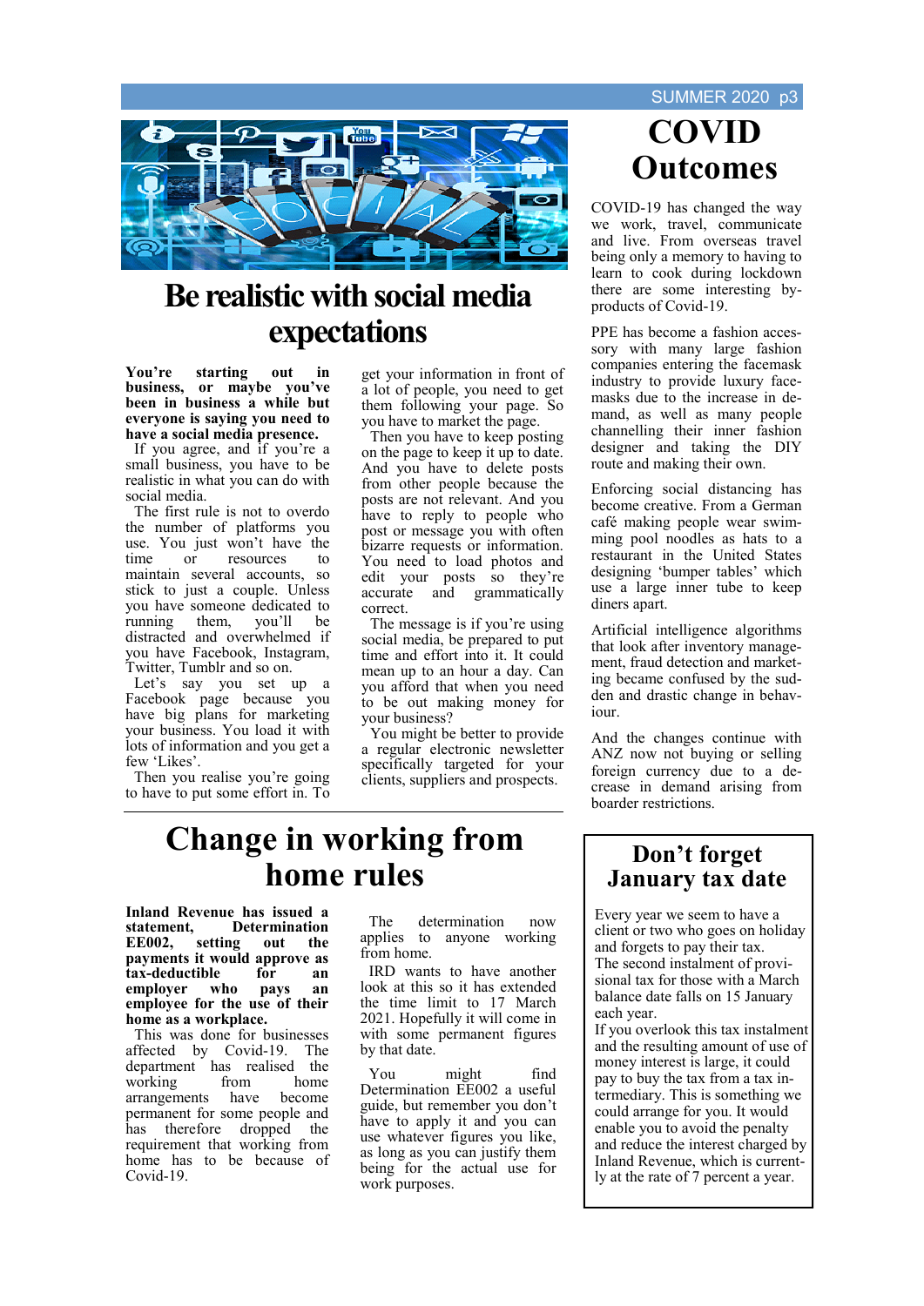# Be realistic with social media expectations

**You're starting out in business, or maybe you've been in business a while but everyone is saying you need to have a social media presence.**

If you agree, and if you're a small business, you have to be realistic in what you can do with social media.

The first rule is not to overdo the number of platforms you use. You just won't have the time or resources to maintain several accounts, so stick to just a couple. Unless you have someone dedicated to running them, you'll be distracted and overwhelmed if you have Facebook, Instagram, Twitter, Tumblr and so on.

Let's say you set up a Facebook page because you have big plans for marketing your business. You load it with lots of information and you get a few 'Likes'.

Then you realise you're going to have to put some effort in. To get your information in front of a lot of people, you need to get them following your page. So you have to market the page.

Then you have to keep posting on the page to keep it up to date. And you have to delete posts from other people because the posts are not relevant. And you have to reply to people who post or message you with often bizarre requests or information. You need to load photos and edit your posts so they're accurate and grammatically correct.

The message is if you're using social media, be prepared to put time and effort into it. It could mean up to an hour a day. Can you afford that when you need to be out making money for your business?

You might be better to provide a regular electronic newsletter specifically targeted for your clients, suppliers and prospects.

# COVID Outcomes

COVID-19 has changed the way we work, travel, communicate and live. From overseas travel being only a memory to having to learn to cook during lockdown there are some interesting by-products of Covid-19.

PPE has become a fashion accessory with many large fashion companies entering the facemask industry to provide luxury facemasks due to the increase in demand, as well as many people channelling their inner fashion designer and taking the DIY route and making their own.

Enforcing social distancing has become creative. From a German café making people wear swimming pool noodles as hats to a restaurant in the United States designing 'bumper tables' which use a large inner tube to keep diners apart.

Artificial intelligence algorithms that look after inventory management, fraud detection and marketing became confused by the sudden and drastic change in behaviour.

And the changes continue with ANZ now not buying or selling foreign currency due to a decrease in demand arising from boarder restrictions.

# Change in working from home rules

**Inland Revenue has issued a statement, Determination EE002, setting out the payments it would approve as tax-deductible for an employer who pays an employee for the use of their home as a workplace.**

This was done for businesses affected by Covid-19. The department has realised the working from home arrangements have become permanent for some people and has therefore dropped the requirement that working from home has to be because of Covid-19.

The determination now applies to anyone working from home.

IRD wants to have another look at this so it has extended the time limit to 17 March 2021. Hopefully it will come in with some permanent figures by that date.

You might find Determination EE002 a useful guide, but remember you don't have to apply it and you can use whatever figures you like, as long as you can justify them being for the actual use for work purposes.

# Don't forget January tax date

Every year we seem to have a client or two who goes on holiday and forgets to pay their tax.

The second instalment of provisional tax for those with a March balance date falls on 15 January each year.

If you overlook this tax instalment and the resulting amount of use of money interest is large, it could pay to buy the tax from a tax intermediary. This is something we could arrange for you. It would enable you to avoid the penalty and reduce the interest charged by Inland Revenue, which is currently at the rate of 7 percent a year.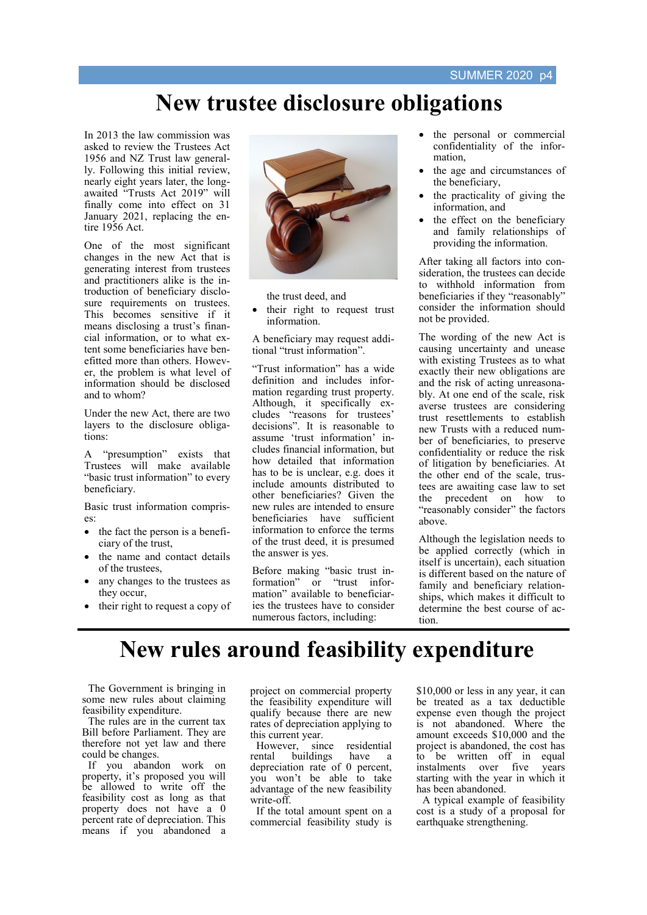# New trustee disclosure obligations

In 2013 the law commission was asked to review the Trustees Act 1956 and NZ Trust law generally. Following this initial review, nearly eight years later, the long-awaited "Trusts Act 2019" will finally come into effect on 31 January 2021, replacing the entire 1956 Act.

One of the most significant changes in the new Act that is generating interest from trustees and practitioners alike is the introduction of beneficiary disclosure requirements on trustees. This becomes sensitive if it means disclosing a trust's financial information, or to what extent some beneficiaries have benefitted more than others. However, the problem is what level of information should be disclosed and to whom?

Under the new Act, there are two layers to the disclosure obligations:

A "presumption" exists that Trustees will make available "basic trust information" to every beneficiary.

Basic trust information comprises:

- the fact the person is a beneficiary of the trust,
- the name and contact details of the trustees,
- any changes to the trustees as they occur,
- their right to request a copy of the trust deed, and
- their right to request trust information.

A beneficiary may request additional "trust information".

"Trust information" has a wide definition and includes information regarding trust property. Although, it specifically excludes "reasons for trustees' decisions". It is reasonable to assume 'trust information' includes financial information, but how detailed that information has to be is unclear, e.g. does it include amounts distributed to other beneficiaries? Given the new rules are intended to ensure beneficiaries have sufficient information to enforce the terms of the trust deed, it is presumed the answer is yes.

Before making "basic trust information" or "trust information" available to beneficiaries the trustees have to consider numerous factors, including:

- the personal or commercial confidentiality of the information,
- the age and circumstances of the beneficiary,
- the practicality of giving the information, and
- the effect on the beneficiary and family relationships of providing the information.

After taking all factors into consideration, the trustees can decide to withhold information from beneficiaries if they "reasonably" consider the information should not be provided.

The wording of the new Act is causing uncertainty and unease with existing Trustees as to what exactly their new obligations are and the risk of acting unreasonably. At one end of the scale, risk averse trustees are considering trust resettlements to establish new Trusts with a reduced number of beneficiaries, to preserve confidentiality or reduce the risk of litigation by beneficiaries. At the other end of the scale, trustees are awaiting case law to set the precedent on how to "reasonably consider" the factors above.

Although the legislation needs to be applied correctly (which in itself is uncertain), each situation is different based on the nature of family and beneficiary relationships, which makes it difficult to determine the best course of action.

# New rules around feasibility expenditure

The Government is bringing in some new rules about claiming feasibility expenditure.

The rules are in the current tax Bill before Parliament. They are therefore not yet law and there could be changes.

If you abandon work on property, it's proposed you will be allowed to write off the feasibility cost as long as that property does not have a 0 percent rate of depreciation. This means if you abandoned a project on commercial property the feasibility expenditure will qualify because there are new rates of depreciation applying to this current year.

However, since residential rental buildings have a depreciation rate of 0 percent, you won't be able to take advantage of the new feasibility write-off.

If the total amount spent on a commercial feasibility study is $10,000 or less in any year, it can be treated as a tax deductible expense even though the project is not abandoned. Where the amount exceeds $10,000 and the project is abandoned, the cost has to be written off in equal instalments over five years starting with the year in which it has been abandoned.

A typical example of feasibility cost is a study of a proposal for earthquake strengthening.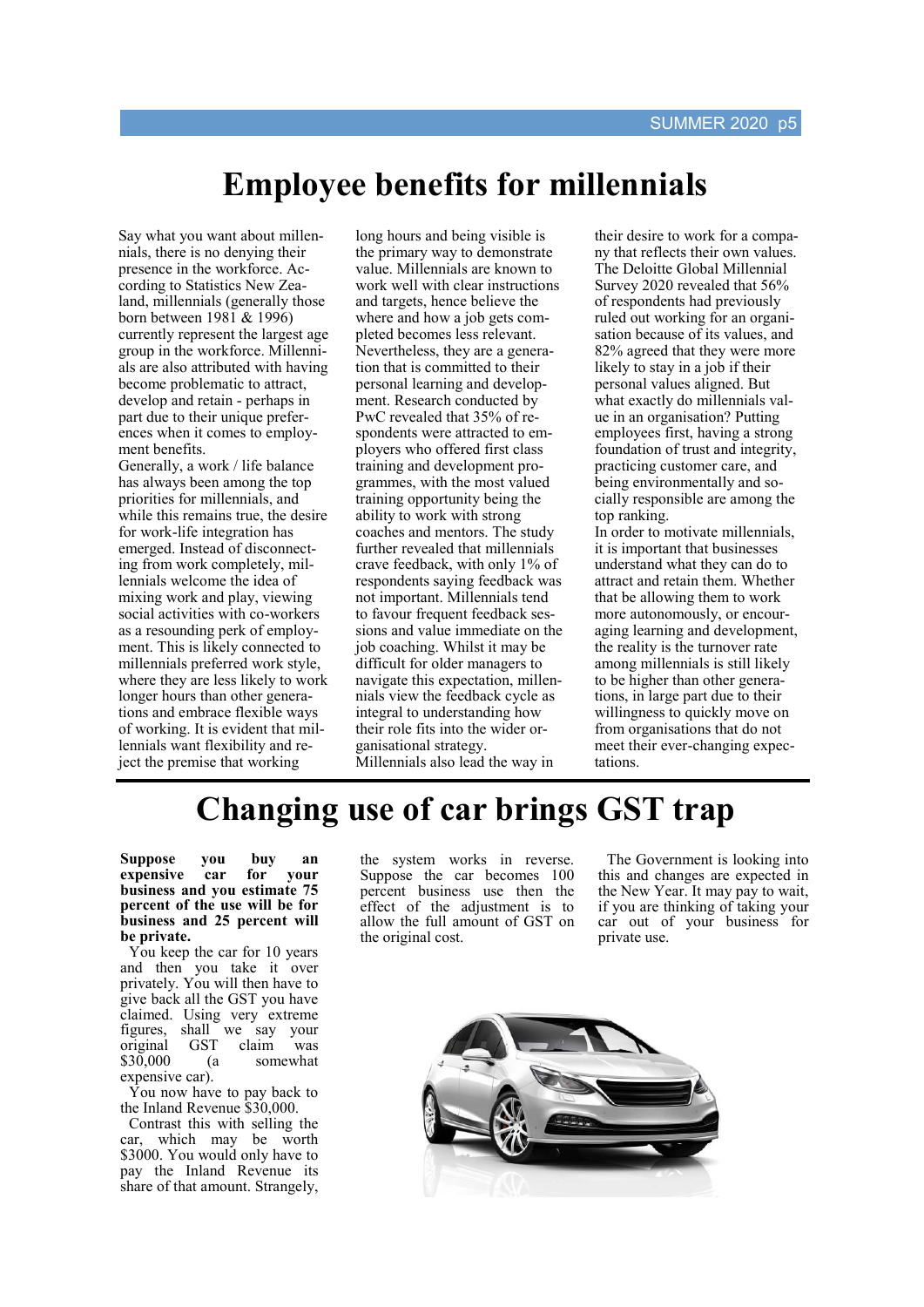# Employee benefits for millennials

Say what you want about millennials, there is no denying their presence in the workforce. According to Statistics New Zealand, millennials (generally those born between 1981 & 1996) currently represent the largest age group in the workforce. Millennials are also attributed with having become problematic to attract, develop and retain - perhaps in part due to their unique preferences when it comes to employment benefits.

Generally, a work / life balance has always been among the top priorities for millennials, and while this remains true, the desire for work-life integration has emerged. Instead of disconnecting from work completely, millennials welcome the idea of mixing work and play, viewing social activities with co-workers as a resounding perk of employment. This is likely connected to millennials preferred work style, where they are less likely to work longer hours than other generations and embrace flexible ways of working. It is evident that millennials want flexibility and reject the premise that working long hours and being visible is the primary way to demonstrate value. Millennials are known to work well with clear instructions and targets, hence believe the where and how a job gets completed becomes less relevant. Nevertheless, they are a generation that is committed to their personal learning and development. Research conducted by PwC revealed that 35% of respondents were attracted to employers who offered first class training and development programmes, with the most valued training opportunity being the ability to work with strong coaches and mentors. The study further revealed that millennials crave feedback, with only 1% of respondents saying feedback was not important. Millennials tend to favour frequent feedback sessions and value immediate on the job coaching. Whilst it may be difficult for older managers to navigate this expectation, millennials view the feedback cycle as integral to understanding how their role fits into the wider organisational strategy.

Millennials also lead the way in their desire to work for a company that reflects their own values. The Deloitte Global Millennial Survey 2020 revealed that 56% of respondents had previously ruled out working for an organisation because of its values, and 82% agreed that they were more likely to stay in a job if their personal values aligned. But what exactly do millennials value in an organisation? Putting employees first, having a strong foundation of trust and integrity, practicing customer care, and being environmentally and socially responsible are among the top ranking.

In order to motivate millennials, it is important that businesses understand what they can do to attract and retain them. Whether that be allowing them to work more autonomously, or encouraging learning and development, the reality is the turnover rate among millennials is still likely to be higher than other generations, in large part due to their willingness to quickly move on from organisations that do not meet their ever-changing expectations.

# Changing use of car brings GST trap

**Suppose you buy an expensive car for your business and you estimate 75 percent of the use will be for business and 25 percent will be private.**

You keep the car for 10 years and then you take it over privately. You will then have to give back all the GST you have claimed. Using very extreme figures, shall we say your original GST claim was $30,000 (a somewhat expensive car).

You now have to pay back to the Inland Revenue $30,000.

Contrast this with selling the car, which may be worth $3000. You would only have to pay the Inland Revenue its share of that amount. Strangely, the system works in reverse. Suppose the car becomes 100 percent business use then the effect of the adjustment is to allow the full amount of GST on the original cost.

The Government is looking into this and changes are expected in the New Year. It may pay to wait, if you are thinking of taking your car out of your business for private use.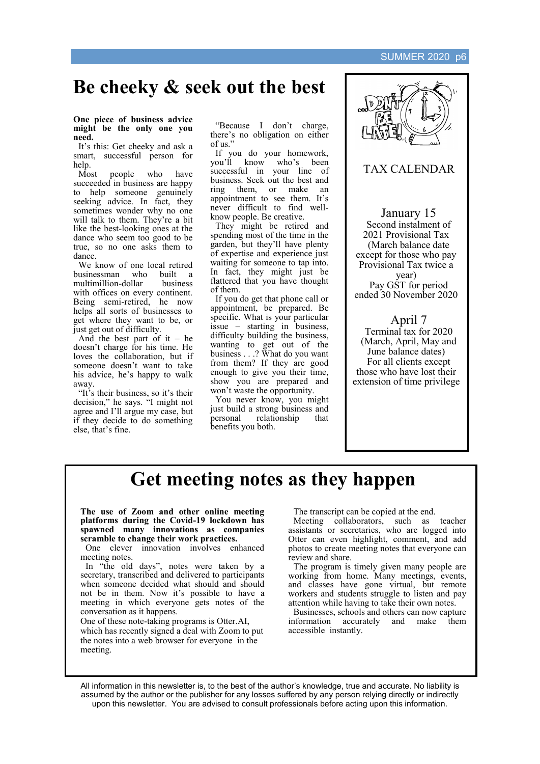# Be cheeky & seek out the best

**One piece of business advice might be the only one you need.**

It's this: Get cheeky and ask a smart, successful person for help.

Most people who have succeeded in business are happy to help someone genuinely seeking advice. In fact, they sometimes wonder why no one will talk to them. They're a bit like the best-looking ones at the dance who seem too good to be true, so no one asks them to dance.

We know of one local retired businessman who built a multimillion-dollar business with offices on every continent. Being semi-retired, he now helps all sorts of businesses to get where they want to be, or just get out of difficulty.

And the best part of it – he doesn't charge for his time. He loves the collaboration, but if someone doesn't want to take his advice, he's happy to walk away.

"It's their business, so it's their decision," he says. "I might not agree and I'll argue my case, but if they decide to do something else, that's fine.

"Because I don't charge, there's no obligation on either of us."

If you do your homework, you'll know who's been successful in your line of business. Seek out the best and ring them, or make an appointment to see them. It's never difficult to find well-know people. Be creative.

They might be retired and spending most of the time in the garden, but they'll have plenty of expertise and experience just waiting for someone to tap into. In fact, they might just be flattered that you have thought of them.

If you do get that phone call or appointment, be prepared. Be specific. What is your particular issue – starting in business, difficulty building the business, wanting to get out of the business . . .? What do you want from them? If they are good enough to give you their time, show you are prepared and won't waste the opportunity.

You never know, you might just build a strong business and personal relationship that benefits you both.

## TAX CALENDAR

**January 15**

Second instalment of 2021 Provisional Tax (March balance date except for those who pay Provisional Tax twice a year)

Pay GST for period ended 30 November 2020

**April 7**

Terminal tax for 2020 (March, April, May and June balance dates)

For all clients except those who have lost their extension of time privilege

# Get meeting notes as they happen

**The use of Zoom and other online meeting platforms during the Covid-19 lockdown has spawned many innovations as companies scramble to change their work practices.**

One clever innovation involves enhanced meeting notes.

In "the old days", notes were taken by a secretary, transcribed and delivered to participants when someone decided what should and should not be in them. Now it's possible to have a meeting in which everyone gets notes of the conversation as it happens.

One of these note-taking programs is Otter.AI, which has recently signed a deal with Zoom to put the notes into a web browser for everyone in the meeting.

The transcript can be copied at the end.

Meeting collaborators, such as teacher assistants or secretaries, who are logged into Otter can even highlight, comment, and add photos to create meeting notes that everyone can review and share.

The program is timely given many people are working from home. Many meetings, events, and classes have gone virtual, but remote workers and students struggle to listen and pay attention while having to take their own notes.

Businesses, schools and others can now capture information accurately and make them accessible instantly.

All information in this newsletter is, to the best of the author's knowledge, true and accurate. No liability is assumed by the author or the publisher for any losses suffered by any person relying directly or indirectly upon this newsletter. You are advised to consult professionals before acting upon this information.